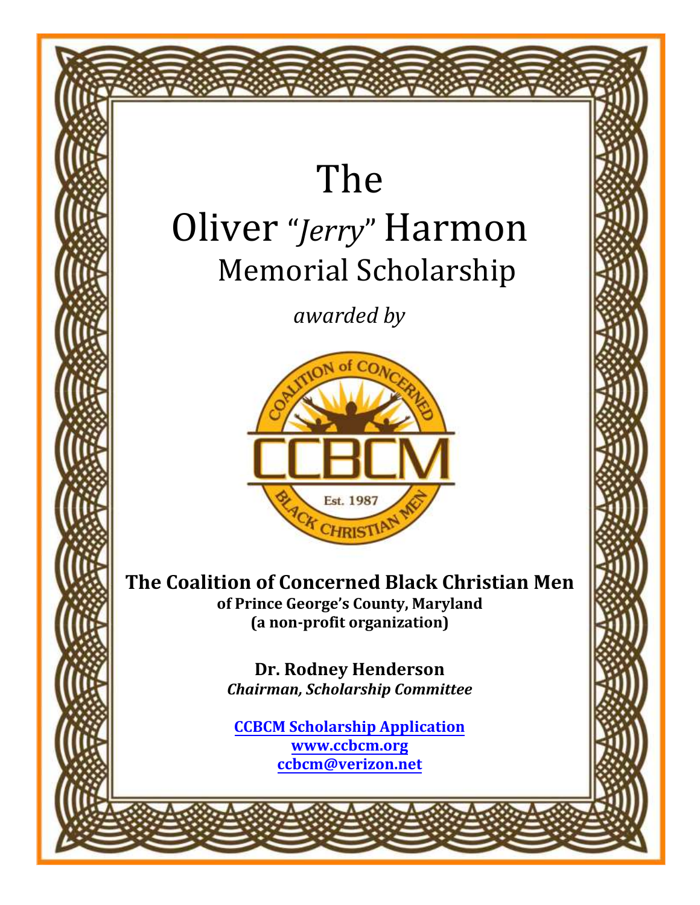# The
# Oliver "*Jerry*" Harmon
## Memorial Scholarship

*awarded by*

COALITION of CONCERNED

CCBCM

Est. 1987

BLACK CHRISTIAN MEN

**The Coalition of Concerned Black Christian Men**
**of Prince George's County, Maryland**
**(a non-profit organization)**

**Dr. Rodney Henderson**
***Chairman, Scholarship Committee***

**CCBCM Scholarship Application**
**www.ccbcm.org**
**ccbcm@verizon.net**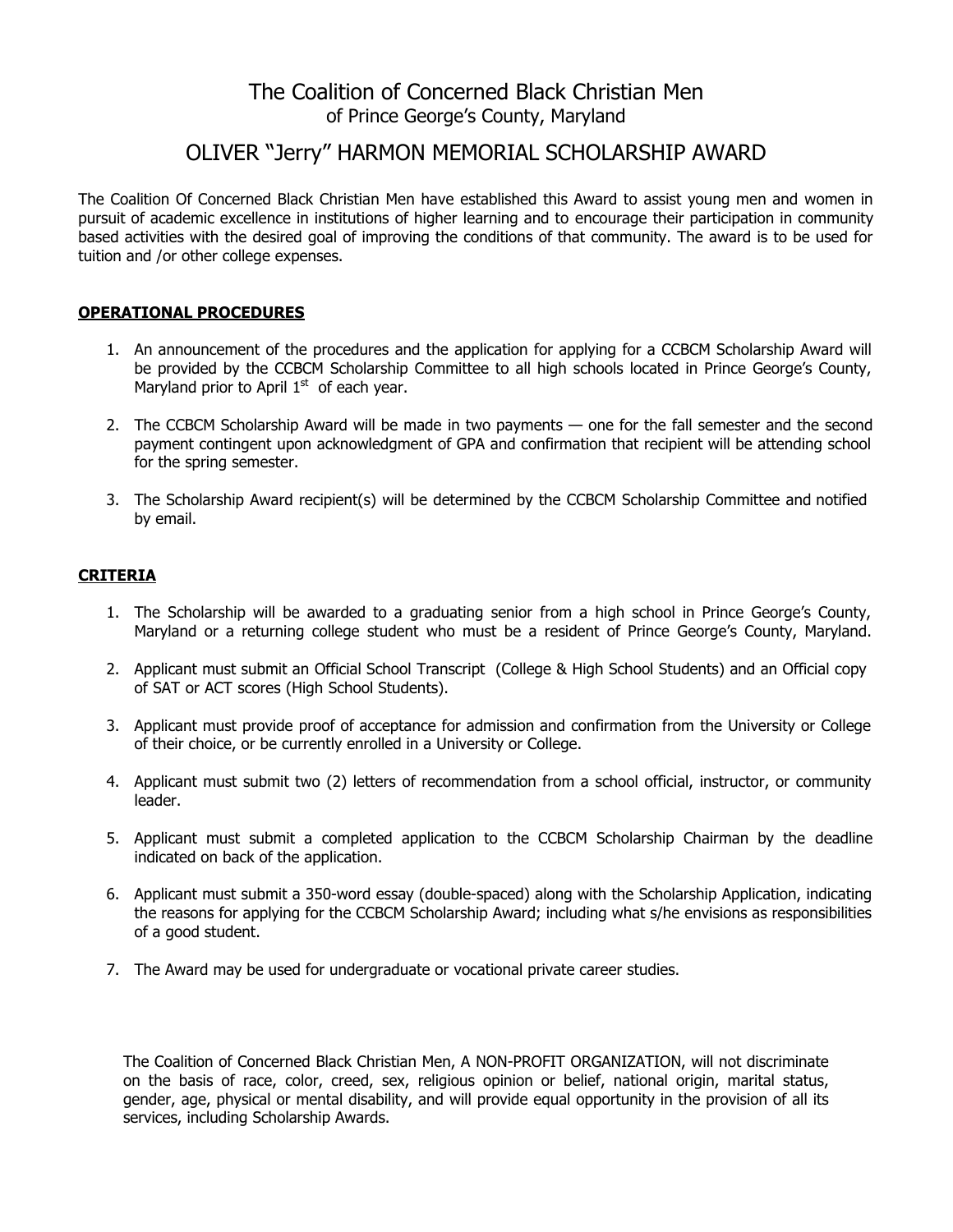# The Coalition of Concerned Black Christian Men

of Prince George's County, Maryland

## OLIVER "Jerry" HARMON MEMORIAL SCHOLARSHIP AWARD

The Coalition Of Concerned Black Christian Men have established this Award to assist young men and women in pursuit of academic excellence in institutions of higher learning and to encourage their participation in community based activities with the desired goal of improving the conditions of that community. The award is to be used for tuition and /or other college expenses.

### **OPERATIONAL PROCEDURES**

1. An announcement of the procedures and the application for applying for a CCBCM Scholarship Award will be provided by the CCBCM Scholarship Committee to all high schools located in Prince George's County, Maryland prior to April 1st of each year.

2. The CCBCM Scholarship Award will be made in two payments — one for the fall semester and the second payment contingent upon acknowledgment of GPA and confirmation that recipient will be attending school for the spring semester.

3. The Scholarship Award recipient(s) will be determined by the CCBCM Scholarship Committee and notified by email.

### **CRITERIA**

1. The Scholarship will be awarded to a graduating senior from a high school in Prince George's County, Maryland or a returning college student who must be a resident of Prince George's County, Maryland.

2. Applicant must submit an Official School Transcript (College & High School Students) and an Official copy of SAT or ACT scores (High School Students).

3. Applicant must provide proof of acceptance for admission and confirmation from the University or College of their choice, or be currently enrolled in a University or College.

4. Applicant must submit two (2) letters of recommendation from a school official, instructor, or community leader.

5. Applicant must submit a completed application to the CCBCM Scholarship Chairman by the deadline indicated on back of the application.

6. Applicant must submit a 350-word essay (double-spaced) along with the Scholarship Application, indicating the reasons for applying for the CCBCM Scholarship Award; including what s/he envisions as responsibilities of a good student.

7. The Award may be used for undergraduate or vocational private career studies.

The Coalition of Concerned Black Christian Men, A NON-PROFIT ORGANIZATION, will not discriminate on the basis of race, color, creed, sex, religious opinion or belief, national origin, marital status, gender, age, physical or mental disability, and will provide equal opportunity in the provision of all its services, including Scholarship Awards.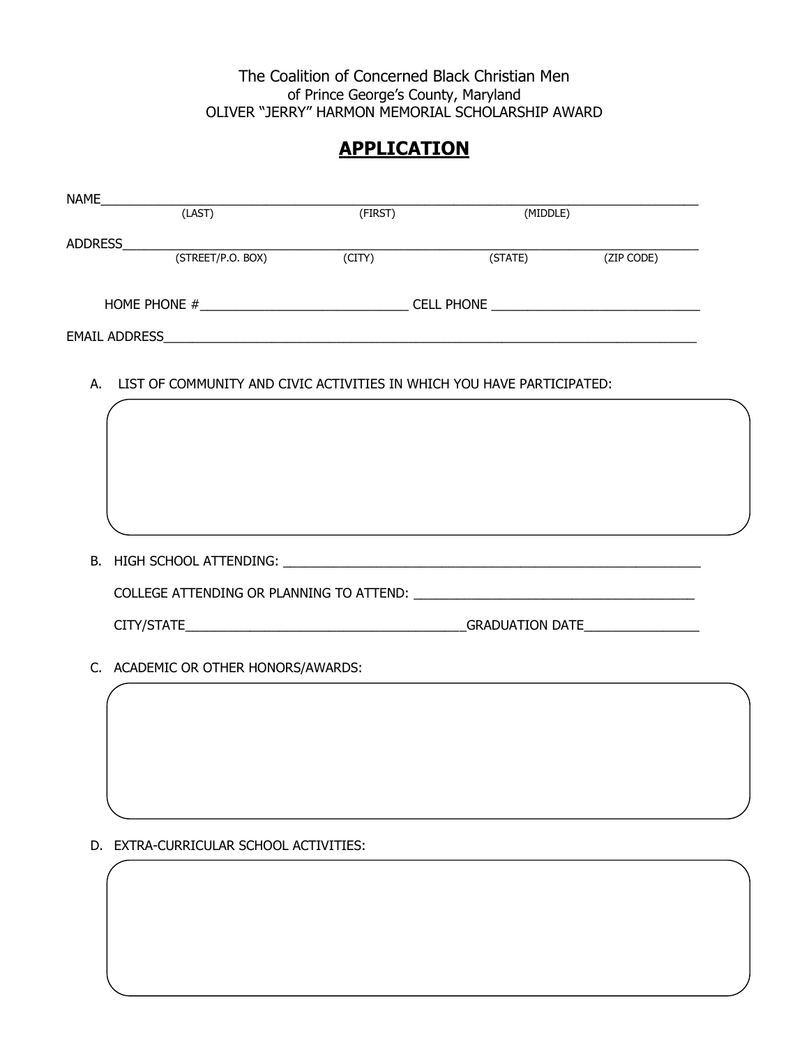The Coalition of Concerned Black Christian Men
of Prince George's County, Maryland
OLIVER "JERRY" HARMON MEMORIAL SCHOLARSHIP AWARD

# **APPLICATION**

NAME_______________________________________________________________________________
(LAST) (FIRST) (MIDDLE)

ADDRESS____________________________________________________________________________
(STREET/P.O. BOX) (CITY) (STATE) (ZIP CODE)

HOME PHONE #_____________________________ CELL PHONE _____________________________

EMAIL ADDRESS______________________________________________________________________

A. LIST OF COMMUNITY AND CIVIC ACTIVITIES IN WHICH YOU HAVE PARTICIPATED:

B. HIGH SCHOOL ATTENDING: ___________________________________________________________

COLLEGE ATTENDING OR PLANNING TO ATTEND: _______________________________________

CITY/STATE_______________________________________GRADUATION DATE________________

C. ACADEMIC OR OTHER HONORS/AWARDS:

D. EXTRA-CURRICULAR SCHOOL ACTIVITIES: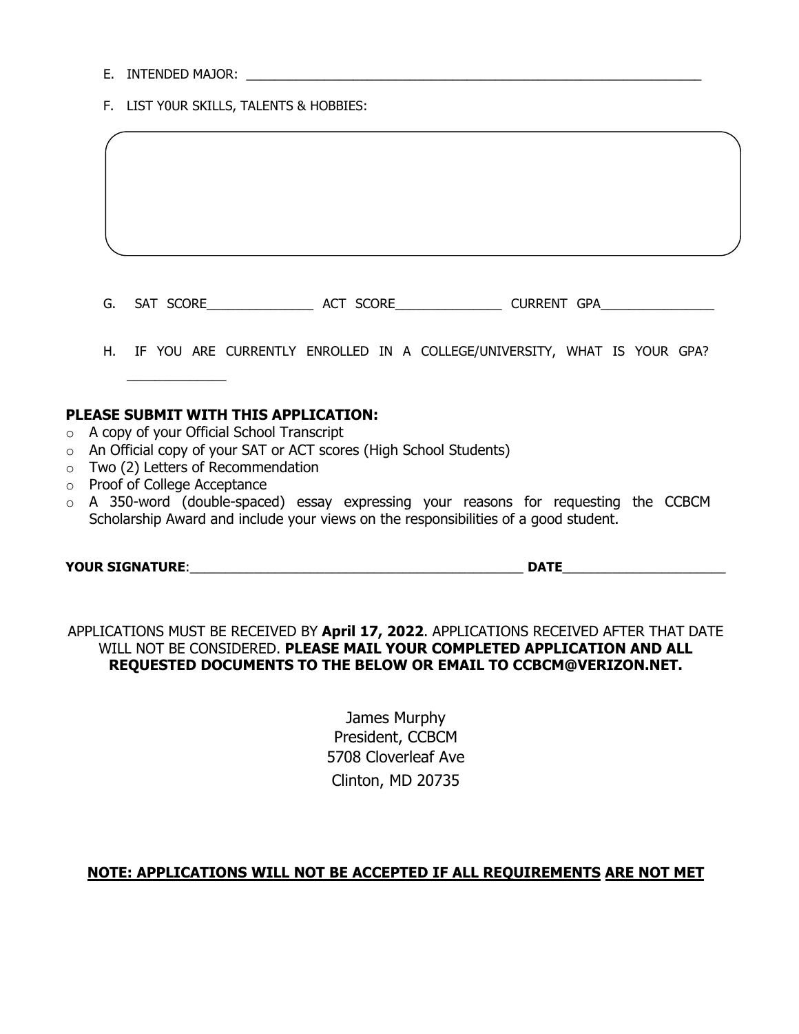E. INTENDED MAJOR: ____________________________________________________________________

F. LIST Y0UR SKILLS, TALENTS & HOBBIES:

G. SAT SCORE_______________ ACT SCORE_______________ CURRENT GPA________________

H. IF YOU ARE CURRENTLY ENROLLED IN A COLLEGE/UNIVERSITY, WHAT IS YOUR GPA? ______________

**PLEASE SUBMIT WITH THIS APPLICATION:**

- A copy of your Official School Transcript
- An Official copy of your SAT or ACT scores (High School Students)
- Two (2) Letters of Recommendation
- Proof of College Acceptance
- A 350-word (double-spaced) essay expressing your reasons for requesting the CCBCM Scholarship Award and include your views on the responsibilities of a good student.

**YOUR SIGNATURE**:_______________________________________________ **DATE**______________________

APPLICATIONS MUST BE RECEIVED BY **April 17, 2022**. APPLICATIONS RECEIVED AFTER THAT DATE WILL NOT BE CONSIDERED. **PLEASE MAIL YOUR COMPLETED APPLICATION AND ALL REQUESTED DOCUMENTS TO THE BELOW OR EMAIL TO CCBCM@VERIZON.NET.**

James Murphy
President, CCBCM
5708 Cloverleaf Ave
Clinton, MD 20735

**NOTE: APPLICATIONS WILL NOT BE ACCEPTED IF ALL REQUIREMENTS ARE NOT MET**